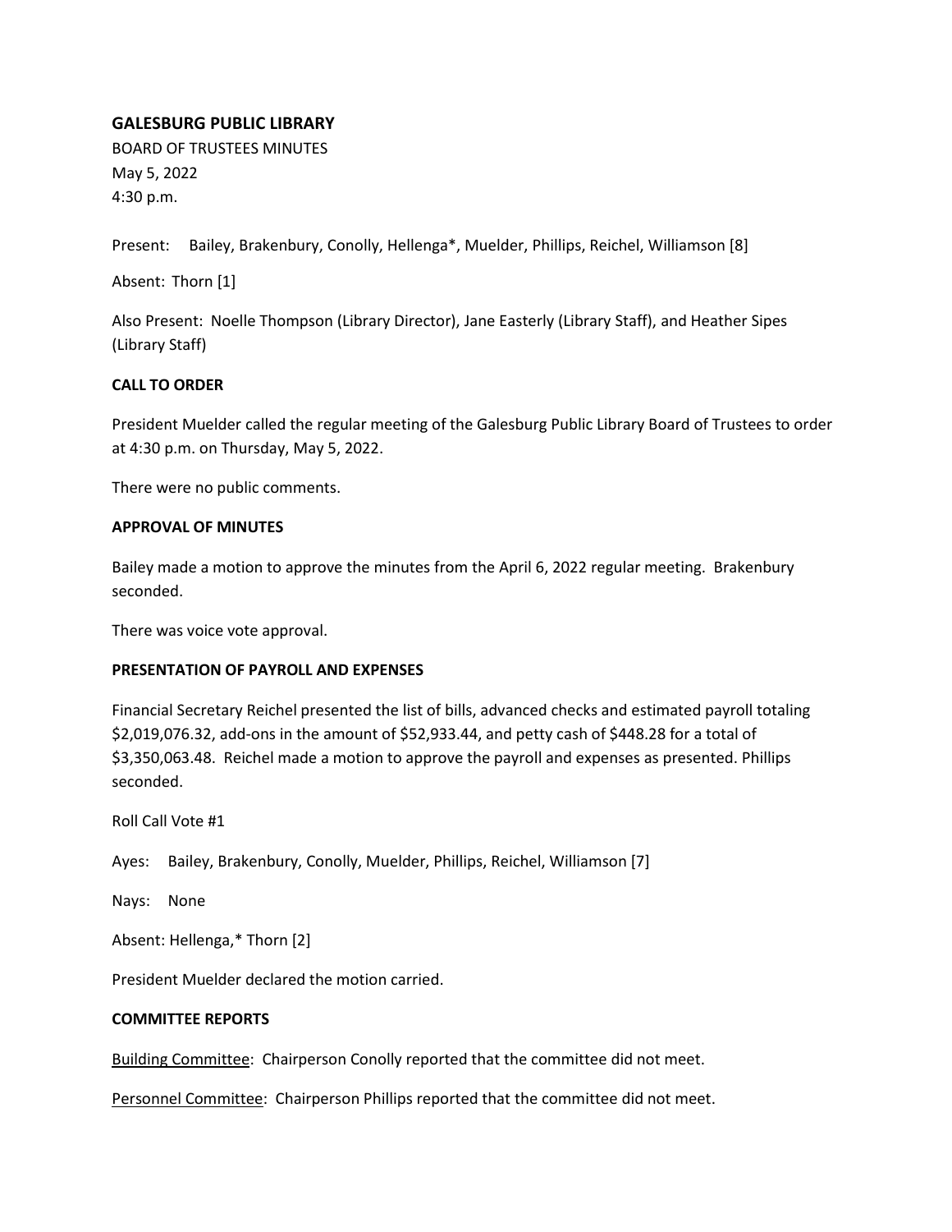# GALESBURG PUBLIC LIBRARY

BOARD OF TRUSTEES MINUTES
May 5, 2022
4:30 p.m.

Present: Bailey, Brakenbury, Conolly, Hellenga*, Muelder, Phillips, Reichel, Williamson [8]

Absent: Thorn [1]

Also Present: Noelle Thompson (Library Director), Jane Easterly (Library Staff), and Heather Sipes (Library Staff)

## CALL TO ORDER

President Muelder called the regular meeting of the Galesburg Public Library Board of Trustees to order at 4:30 p.m. on Thursday, May 5, 2022.

There were no public comments.

## APPROVAL OF MINUTES

Bailey made a motion to approve the minutes from the April 6, 2022 regular meeting. Brakenbury seconded.

There was voice vote approval.

## PRESENTATION OF PAYROLL AND EXPENSES

Financial Secretary Reichel presented the list of bills, advanced checks and estimated payroll totaling $2,019,076.32, add-ons in the amount of $52,933.44, and petty cash of $448.28 for a total of $3,350,063.48. Reichel made a motion to approve the payroll and expenses as presented. Phillips seconded.

Roll Call Vote #1

Ayes: Bailey, Brakenbury, Conolly, Muelder, Phillips, Reichel, Williamson [7]

Nays: None

Absent: Hellenga,* Thorn [2]

President Muelder declared the motion carried.

## COMMITTEE REPORTS

<u>Building Committee</u>: Chairperson Conolly reported that the committee did not meet.

<u>Personnel Committee</u>: Chairperson Phillips reported that the committee did not meet.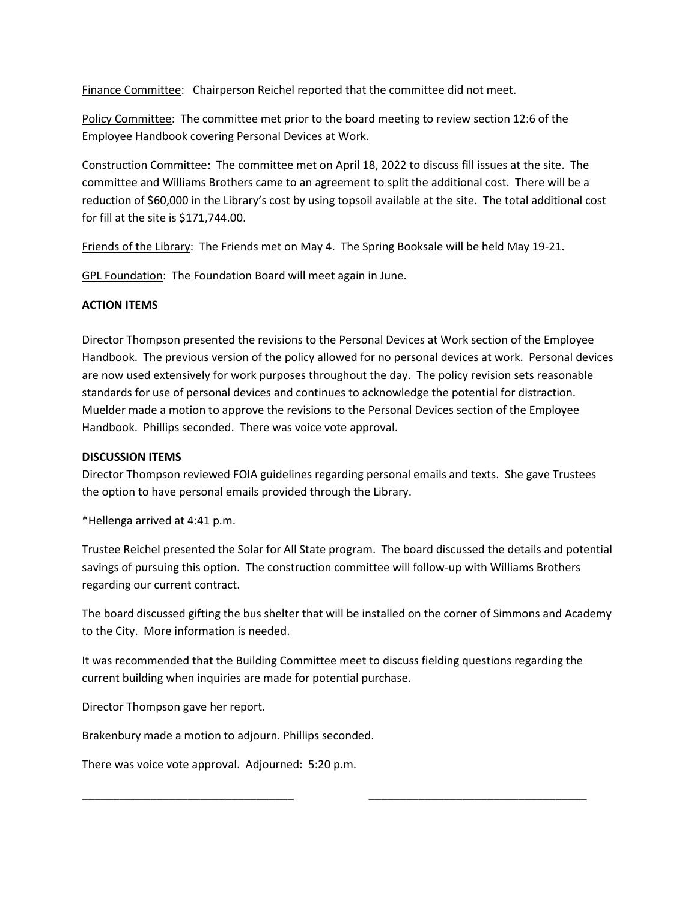Finance Committee: Chairperson Reichel reported that the committee did not meet.

Policy Committee: The committee met prior to the board meeting to review section 12:6 of the Employee Handbook covering Personal Devices at Work.

Construction Committee: The committee met on April 18, 2022 to discuss fill issues at the site. The committee and Williams Brothers came to an agreement to split the additional cost. There will be a reduction of $60,000 in the Library's cost by using topsoil available at the site. The total additional cost for fill at the site is $171,744.00.

Friends of the Library: The Friends met on May 4. The Spring Booksale will be held May 19-21.

GPL Foundation: The Foundation Board will meet again in June.

**ACTION ITEMS**

Director Thompson presented the revisions to the Personal Devices at Work section of the Employee Handbook. The previous version of the policy allowed for no personal devices at work. Personal devices are now used extensively for work purposes throughout the day. The policy revision sets reasonable standards for use of personal devices and continues to acknowledge the potential for distraction. Muelder made a motion to approve the revisions to the Personal Devices section of the Employee Handbook. Phillips seconded. There was voice vote approval.

**DISCUSSION ITEMS**

Director Thompson reviewed FOIA guidelines regarding personal emails and texts. She gave Trustees the option to have personal emails provided through the Library.

*Hellenga arrived at 4:41 p.m.

Trustee Reichel presented the Solar for All State program. The board discussed the details and potential savings of pursuing this option. The construction committee will follow-up with Williams Brothers regarding our current contract.

The board discussed gifting the bus shelter that will be installed on the corner of Simmons and Academy to the City. More information is needed.

It was recommended that the Building Committee meet to discuss fielding questions regarding the current building when inquiries are made for potential purchase.

Director Thompson gave her report.

Brakenbury made a motion to adjourn. Phillips seconded.

There was voice vote approval. Adjourned: 5:20 p.m.

\_\_\_\_\_\_\_\_\_\_\_\_\_\_\_\_\_\_\_\_\_\_\_\_\_\_\_\_\_\_\_\_\_\_ \_\_\_\_\_\_\_\_\_\_\_\_\_\_\_\_\_\_\_\_\_\_\_\_\_\_\_\_\_\_\_\_\_\_\_\_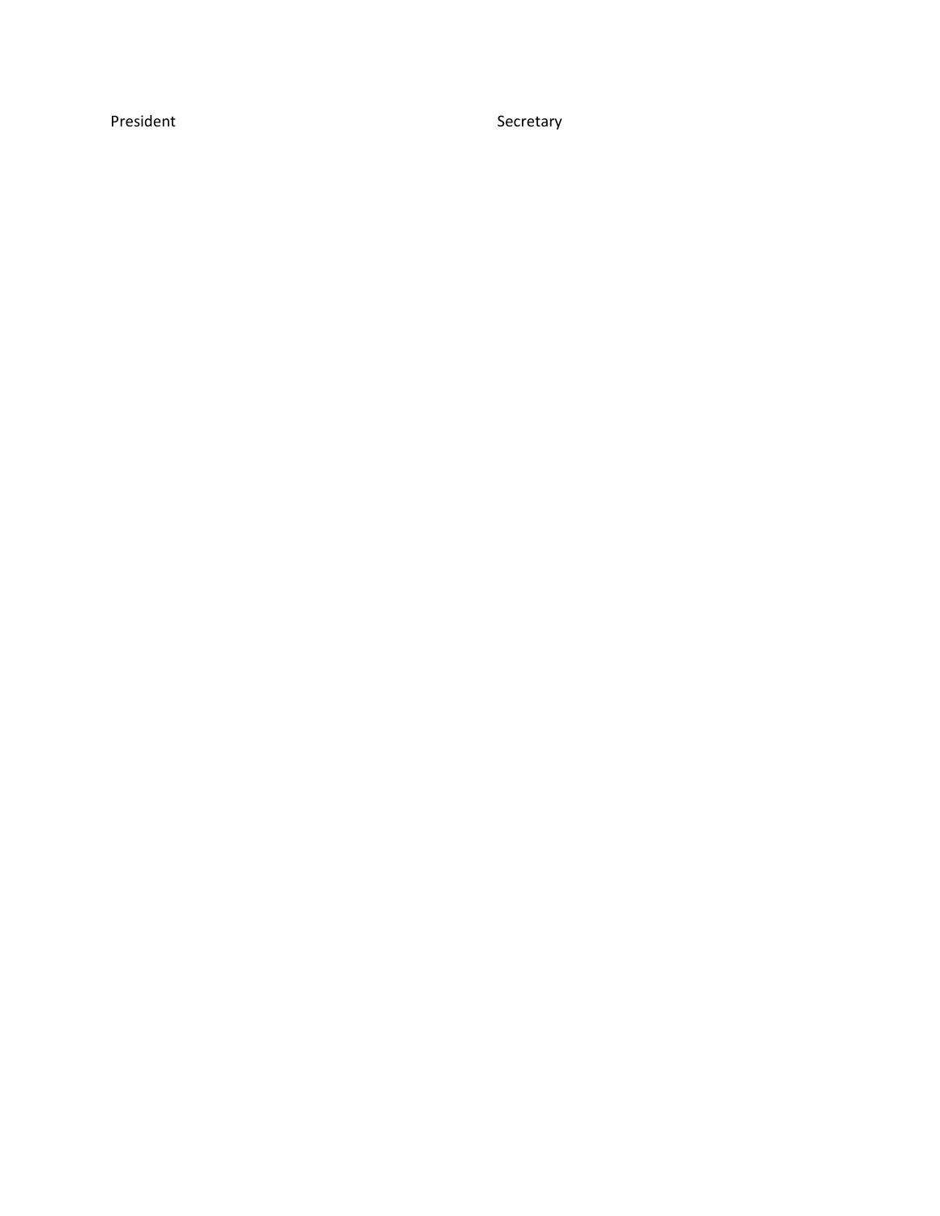President Secretary